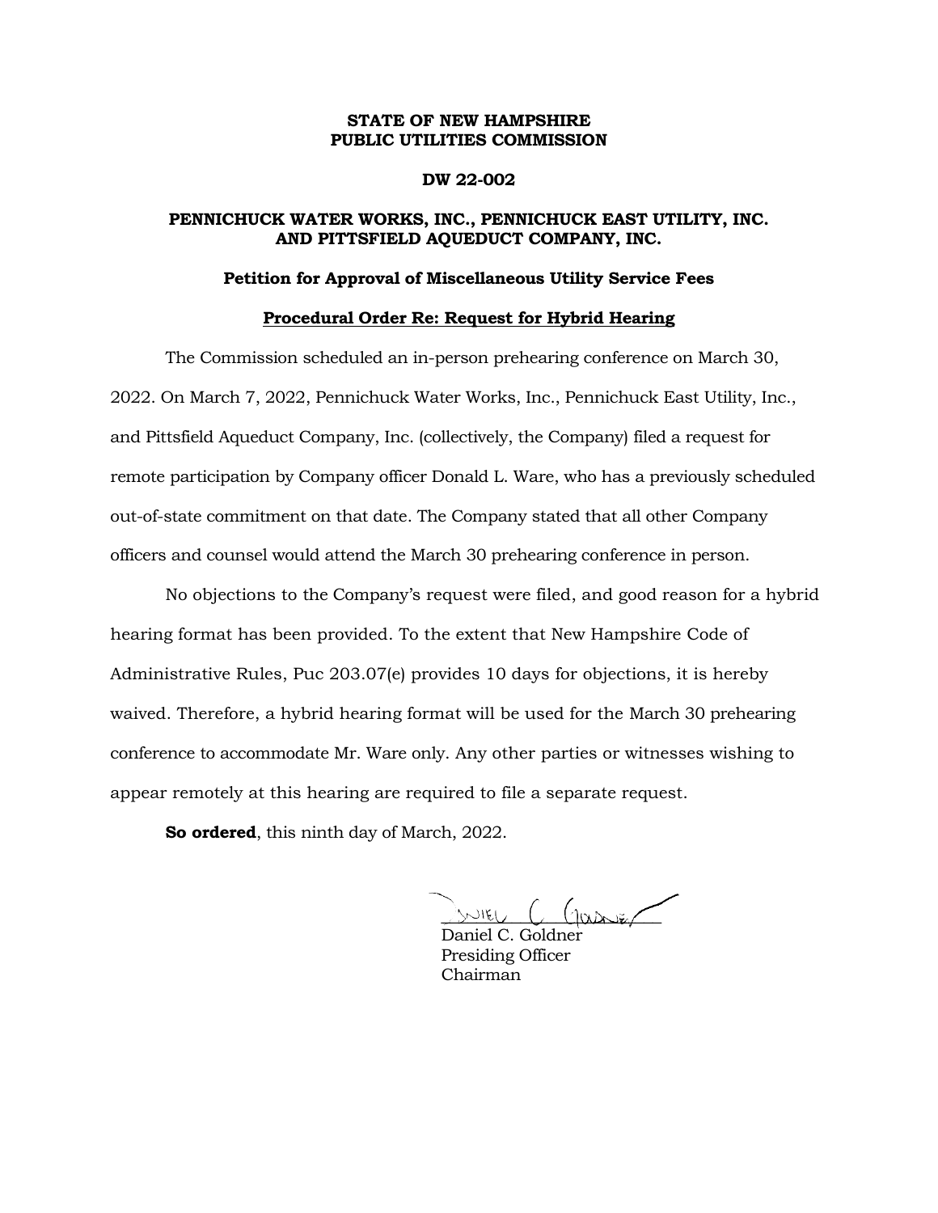**STATE OF NEW HAMPSHIRE**
**PUBLIC UTILITIES COMMISSION**

**DW 22-002**

**PENNICHUCK WATER WORKS, INC., PENNICHUCK EAST UTILITY, INC. AND PITTSFIELD AQUEDUCT COMPANY, INC.**

**Petition for Approval of Miscellaneous Utility Service Fees**

**Procedural Order Re: Request for Hybrid Hearing**

The Commission scheduled an in-person prehearing conference on March 30, 2022. On March 7, 2022, Pennichuck Water Works, Inc., Pennichuck East Utility, Inc., and Pittsfield Aqueduct Company, Inc. (collectively, the Company) filed a request for remote participation by Company officer Donald L. Ware, who has a previously scheduled out-of-state commitment on that date. The Company stated that all other Company officers and counsel would attend the March 30 prehearing conference in person.

No objections to the Company's request were filed, and good reason for a hybrid hearing format has been provided. To the extent that New Hampshire Code of Administrative Rules, Puc 203.07(e) provides 10 days for objections, it is hereby waived. Therefore, a hybrid hearing format will be used for the March 30 prehearing conference to accommodate Mr. Ware only. Any other parties or witnesses wishing to appear remotely at this hearing are required to file a separate request.

**So ordered**, this ninth day of March, 2022.

Daniel C. Goldner
Presiding Officer
Chairman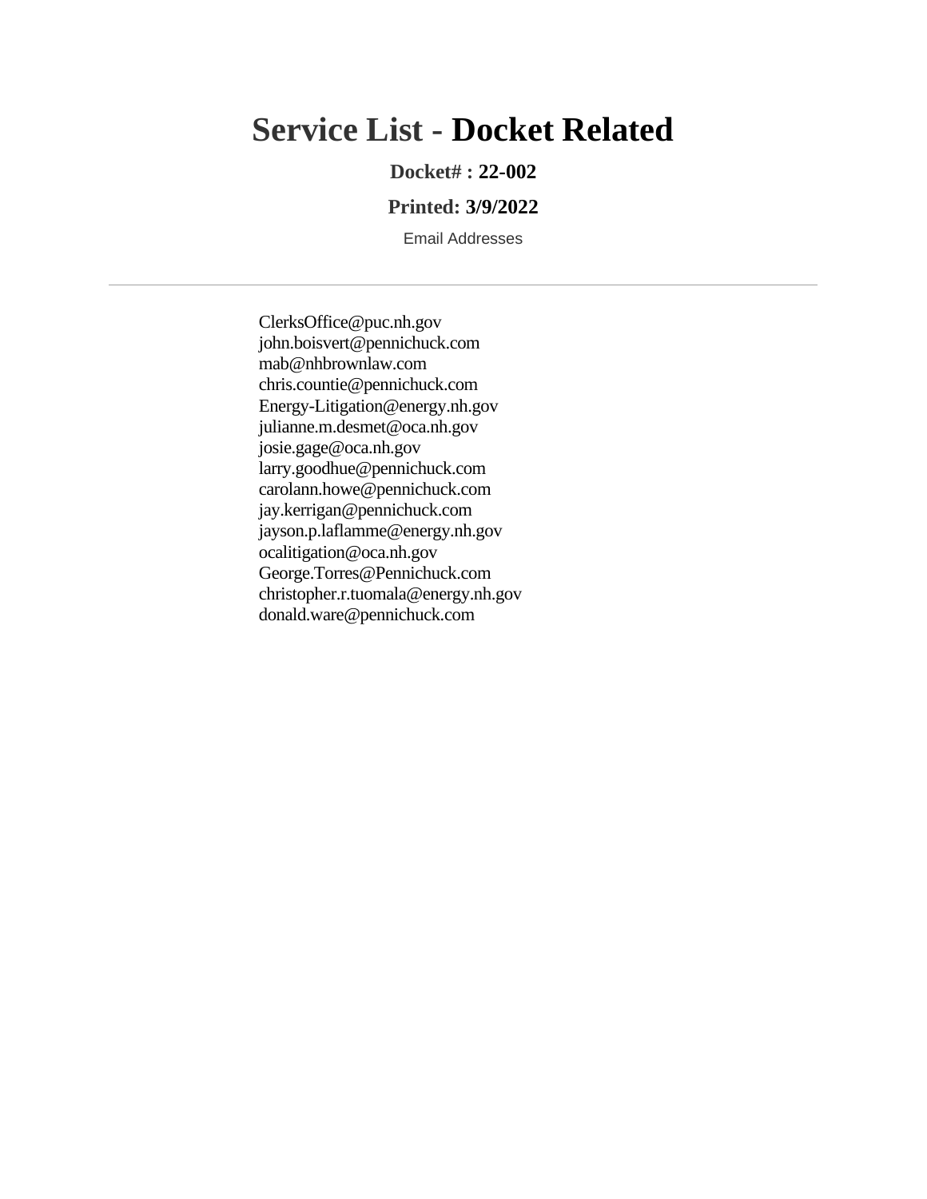# Service List - Docket Related

**Docket# : 22-002**

**Printed: 3/9/2022**

Email Addresses

---

ClerksOffice@puc.nh.gov
john.boisvert@pennichuck.com
mab@nhbrownlaw.com
chris.countie@pennichuck.com
Energy-Litigation@energy.nh.gov
julianne.m.desmet@oca.nh.gov
josie.gage@oca.nh.gov
larry.goodhue@pennichuck.com
carolann.howe@pennichuck.com
jay.kerrigan@pennichuck.com
jayson.p.laflamme@energy.nh.gov
ocalitigation@oca.nh.gov
George.Torres@Pennichuck.com
christopher.r.tuomala@energy.nh.gov
donald.ware@pennichuck.com